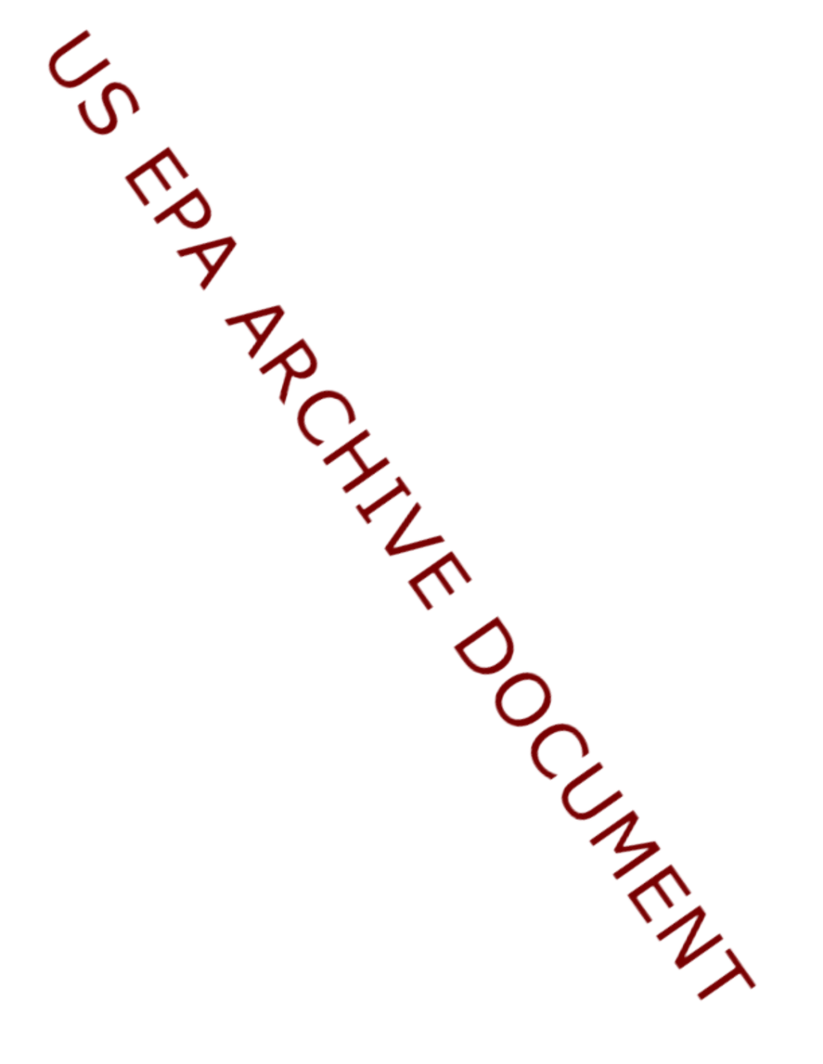US EPA ARCHIVE DOCUMENT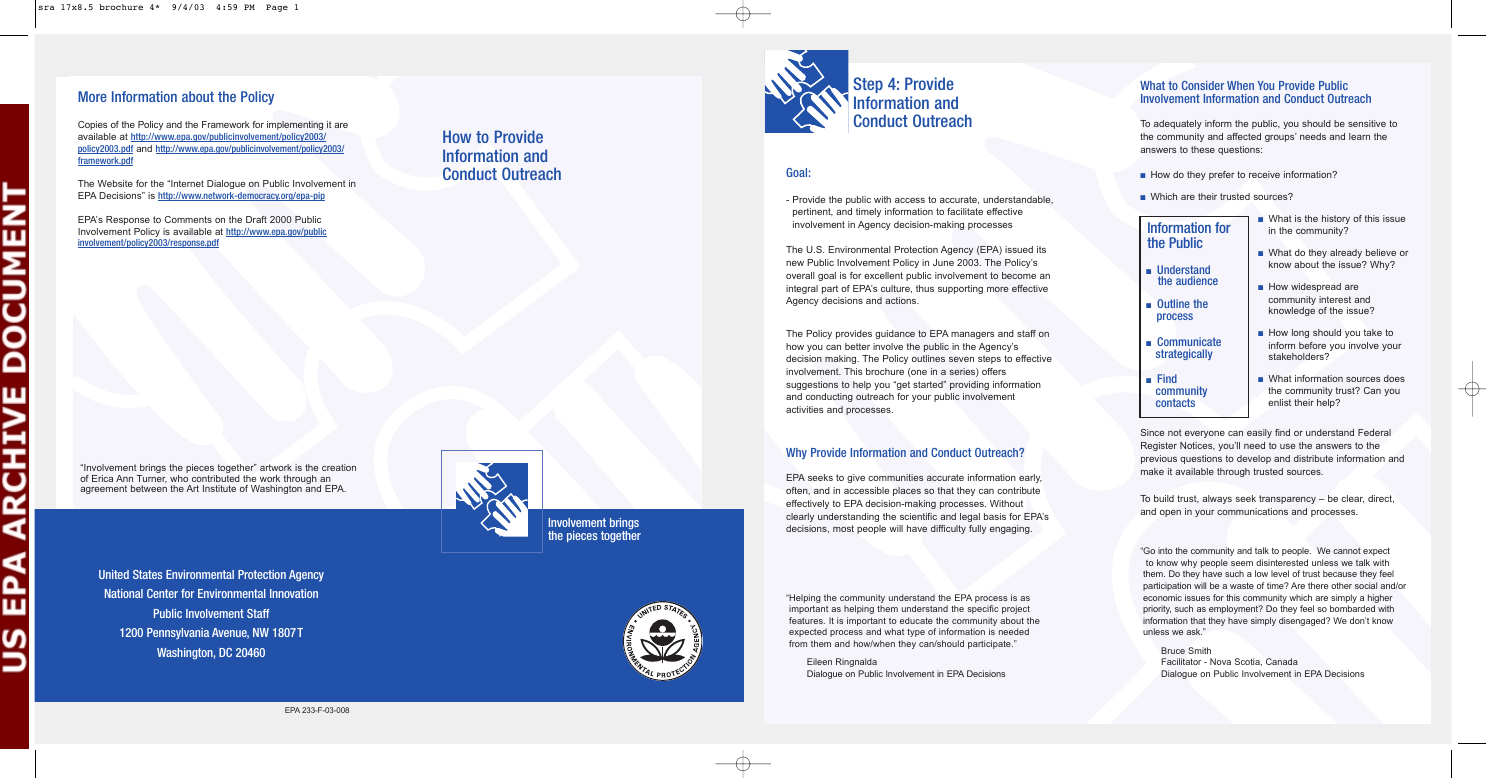## More Information about the Policy

Copies of the Policy and the Framework for implementing it are available at http://www.epa.gov/publicinvolvement/policy2003/policy2003.pdf and http://www.epa.gov/publicinvolvement/policy2003/framework.pdf

The Website for the "Internet Dialogue on Public Involvement in EPA Decisions" is http://www.network-democracy.org/epa-pip

EPA's Response to Comments on the Draft 2000 Public Involvement Policy is available at http://www.epa.gov/publicinvolvement/policy2003/response.pdf

"Involvement brings the pieces together" artwork is the creation of Erica Ann Turner, who contributed the work through an agreement between the Art Institute of Washington and EPA.

**United States Environmental Protection Agency**
**National Center for Environmental Innovation**
**Public Involvement Staff**
**1200 Pennsylvania Avenue, NW 1807T**
**Washington, DC 20460**

EPA 233-F-03-008

# How to Provide Information and Conduct Outreach

Involvement brings the pieces together

# Step 4: Provide Information and Conduct Outreach

## Goal:

- Provide the public with access to accurate, understandable, pertinent, and timely information to facilitate effective involvement in Agency decision-making processes

The U.S. Environmental Protection Agency (EPA) issued its new Public Involvement Policy in June 2003. The Policy's overall goal is for excellent public involvement to become an integral part of EPA's culture, thus supporting more effective Agency decisions and actions.

The Policy provides guidance to EPA managers and staff on how you can better involve the public in the Agency's decision making. The Policy outlines seven steps to effective involvement. This brochure (one in a series) offers suggestions to help you "get started" providing information and conducting outreach for your public involvement activities and processes.

## Why Provide Information and Conduct Outreach?

EPA seeks to give communities accurate information early, often, and in accessible places so that they can contribute effectively to EPA decision-making processes. Without clearly understanding the scientific and legal basis for EPA's decisions, most people will have difficulty fully engaging.

"Helping the community understand the EPA process is as important as helping them understand the specific project features. It is important to educate the community about the expected process and what type of information is needed from them and how/when they can/should participate."

Eileen Ringnalda
Dialogue on Public Involvement in EPA Decisions

## What to Consider When You Provide Public Involvement Information and Conduct Outreach

To adequately inform the public, you should be sensitive to the community and affected groups' needs and learn the answers to these questions:

- How do they prefer to receive information?
- Which are their trusted sources?
- What is the history of this issue in the community?
- What do they already believe or know about the issue? Why?
- How widespread are community interest and knowledge of the issue?
- How long should you take to inform before you involve your stakeholders?
- What information sources does the community trust? Can you enlist their help?

### Information for the Public

- Understand the audience
- Outline the process
- Communicate strategically
- Find community contacts

Since not everyone can easily find or understand Federal Register Notices, you'll need to use the answers to the previous questions to develop and distribute information and make it available through trusted sources.

To build trust, always seek transparency – be clear, direct, and open in your communications and processes.

"Go into the community and talk to people. We cannot expect to know why people seem disinterested unless we talk with them. Do they have such a low level of trust because they feel participation will be a waste of time? Are there other social and/or economic issues for this community which are simply a higher priority, such as employment? Do they feel so bombarded with information that they have simply disengaged? We don't know unless we ask."

Bruce Smith
Facilitator - Nova Scotia, Canada
Dialogue on Public Involvement in EPA Decisions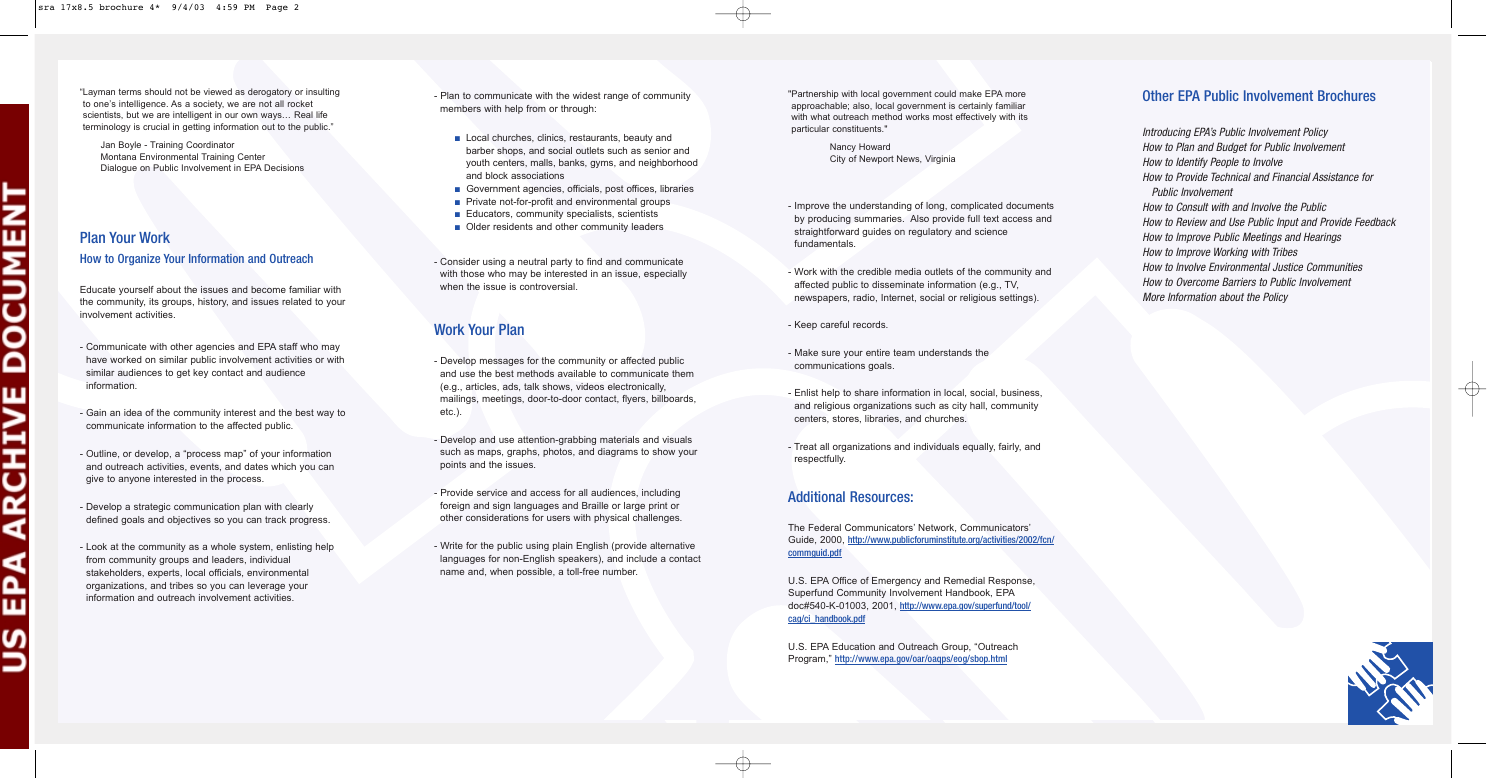"Layman terms should not be viewed as derogatory or insulting to one's intelligence. As a society, we are not all rocket scientists, but we are intelligent in our own ways… Real life terminology is crucial in getting information out to the public."

Jan Boyle - Training Coordinator
Montana Environmental Training Center
Dialogue on Public Involvement in EPA Decisions

## Plan Your Work

### How to Organize Your Information and Outreach

Educate yourself about the issues and become familiar with the community, its groups, history, and issues related to your involvement activities.

- Communicate with other agencies and EPA staff who may have worked on similar public involvement activities or with similar audiences to get key contact and audience information.
- Gain an idea of the community interest and the best way to communicate information to the affected public.
- Outline, or develop, a "process map" of your information and outreach activities, events, and dates which you can give to anyone interested in the process.
- Develop a strategic communication plan with clearly defined goals and objectives so you can track progress.
- Look at the community as a whole system, enlisting help from community groups and leaders, individual stakeholders, experts, local officials, environmental organizations, and tribes so you can leverage your information and outreach involvement activities.
- Plan to communicate with the widest range of community members with help from or through:
  - Local churches, clinics, restaurants, beauty and barber shops, and social outlets such as senior and youth centers, malls, banks, gyms, and neighborhood and block associations
  - Government agencies, officials, post offices, libraries
  - Private not-for-profit and environmental groups
  - Educators, community specialists, scientists
  - Older residents and other community leaders
- Consider using a neutral party to find and communicate with those who may be interested in an issue, especially when the issue is controversial.

## Work Your Plan

- Develop messages for the community or affected public and use the best methods available to communicate them (e.g., articles, ads, talk shows, videos electronically, mailings, meetings, door-to-door contact, flyers, billboards, etc.).
- Develop and use attention-grabbing materials and visuals such as maps, graphs, photos, and diagrams to show your points and the issues.
- Provide service and access for all audiences, including foreign and sign languages and Braille or large print or other considerations for users with physical challenges.
- Write for the public using plain English (provide alternative languages for non-English speakers), and include a contact name and, when possible, a toll-free number.

"Partnership with local government could make EPA more approachable; also, local government is certainly familiar with what outreach method works most effectively with its particular constituents."

Nancy Howard
City of Newport News, Virginia

- Improve the understanding of long, complicated documents by producing summaries. Also provide full text access and straightforward guides on regulatory and science fundamentals.
- Work with the credible media outlets of the community and affected public to disseminate information (e.g., TV, newspapers, radio, Internet, social or religious settings).
- Keep careful records.
- Make sure your entire team understands the communications goals.
- Enlist help to share information in local, social, business, and religious organizations such as city hall, community centers, stores, libraries, and churches.
- Treat all organizations and individuals equally, fairly, and respectfully.

## Additional Resources:

The Federal Communicators' Network, Communicators' Guide, 2000, http://www.publicforuminstitute.org/activities/2002/fcn/commguid.pdf

U.S. EPA Office of Emergency and Remedial Response, Superfund Community Involvement Handbook, EPA doc#540-K-01003, 2001, http://www.epa.gov/superfund/tool/cag/ci_handbook.pdf

U.S. EPA Education and Outreach Group, "Outreach Program," http://www.epa.gov/oar/oaqps/eog/sbop.html

## Other EPA Public Involvement Brochures

*Introducing EPA's Public Involvement Policy*
*How to Plan and Budget for Public Involvement*
*How to Identify People to Involve*
*How to Provide Technical and Financial Assistance for Public Involvement*
*How to Consult with and Involve the Public*
*How to Review and Use Public Input and Provide Feedback*
*How to Improve Public Meetings and Hearings*
*How to Improve Working with Tribes*
*How to Involve Environmental Justice Communities*
*How to Overcome Barriers to Public Involvement*
*More Information about the Policy*